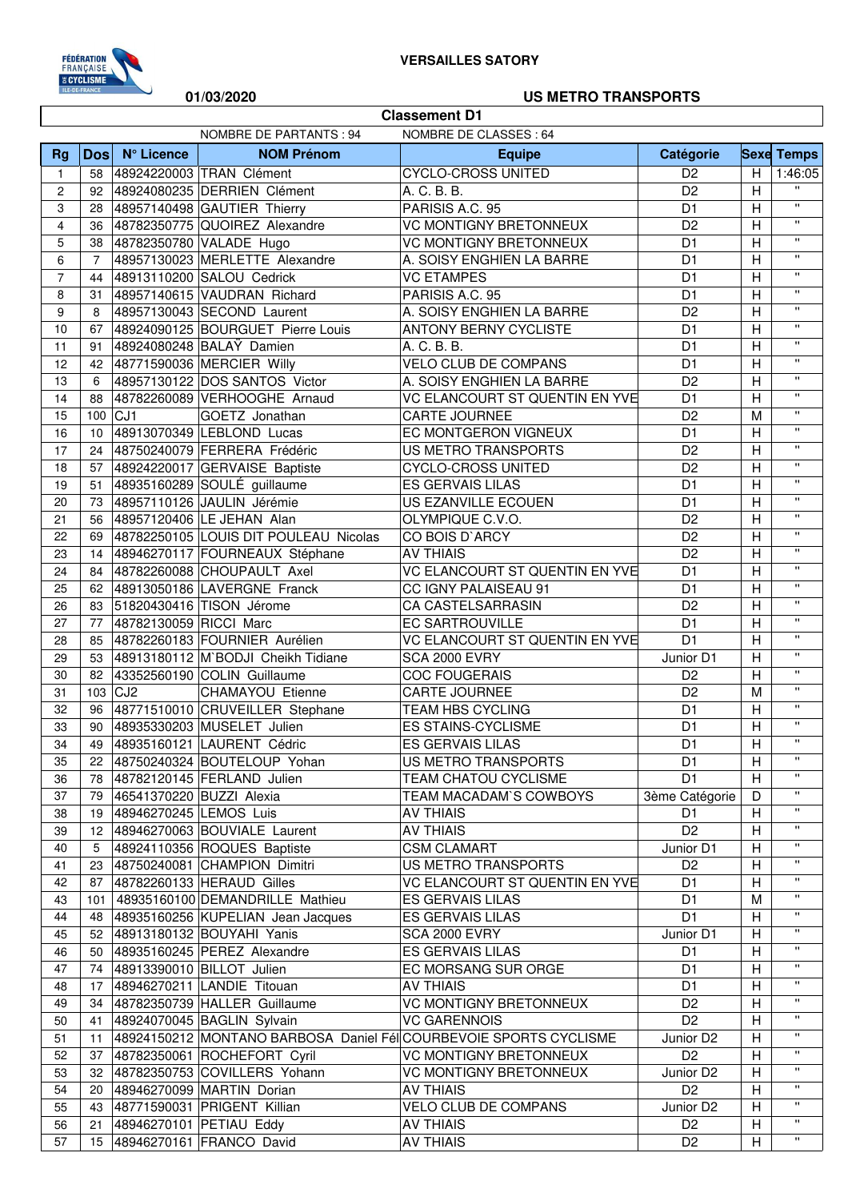FÉDÉRATION FRANÇAISE DE CYCLISME ILE-DE-FRANCE

**VERSAILLES SATORY**

**01/03/2020** **US METRO TRANSPORTS**

## Classement D1

NOMBRE DE PARTANTS : 94 NOMBRE DE CLASSES : 64

| Rg | Dos | N° Licence | NOM Prénom | Equipe | Catégorie | Sexe | Temps |
|---|---|---|---|---|---|---|---|
| 1 | 58 | 48924220003 | TRAN Clément | CYCLO-CROSS UNITED | D2 | H | 1:46:05 |
| 2 | 92 | 48924080235 | DERRIEN Clément | A. C. B. B. | D2 | H | " |
| 3 | 28 | 48957140498 | GAUTIER Thierry | PARISIS A.C. 95 | D1 | H | " |
| 4 | 36 | 48782350775 | QUOIREZ Alexandre | VC MONTIGNY BRETONNEUX | D2 | H | " |
| 5 | 38 | 48782350780 | VALADE Hugo | VC MONTIGNY BRETONNEUX | D1 | H | " |
| 6 | 7 | 48957130023 | MERLETTE Alexandre | A. SOISY ENGHIEN LA BARRE | D1 | H | " |
| 7 | 44 | 48913110200 | SALOU Cedrick | VC ETAMPES | D1 | H | " |
| 8 | 31 | 48957140615 | VAUDRAN Richard | PARISIS A.C. 95 | D1 | H | " |
| 9 | 8 | 48957130043 | SECOND Laurent | A. SOISY ENGHIEN LA BARRE | D2 | H | " |
| 10 | 67 | 48924090125 | BOURGUET Pierre Louis | ANTONY BERNY CYCLISTE | D1 | H | " |
| 11 | 91 | 48924080248 | BALAŸ Damien | A. C. B. B. | D1 | H | " |
| 12 | 42 | 48771590036 | MERCIER Willy | VELO CLUB DE COMPANS | D1 | H | " |
| 13 | 6 | 48957130122 | DOS SANTOS Victor | A. SOISY ENGHIEN LA BARRE | D2 | H | " |
| 14 | 88 | 48782260089 | VERHOOGHE Arnaud | VC ELANCOURT ST QUENTIN EN YVE | D1 | H | " |
| 15 | 100 | CJ1 | GOETZ Jonathan | CARTE JOURNEE | D2 | M | " |
| 16 | 10 | 48913070349 | LEBLOND Lucas | EC MONTGERON VIGNEUX | D1 | H | " |
| 17 | 24 | 48750240079 | FERRERA Frédéric | US METRO TRANSPORTS | D2 | H | " |
| 18 | 57 | 48924220017 | GERVAISE Baptiste | CYCLO-CROSS UNITED | D2 | H | " |
| 19 | 51 | 48935160289 | SOULÉ guillaume | ES GERVAIS LILAS | D1 | H | " |
| 20 | 73 | 48957110126 | JAULIN Jérémie | US EZANVILLE ECOUEN | D1 | H | " |
| 21 | 56 | 48957120406 | LE JEHAN Alan | OLYMPIQUE C.V.O. | D2 | H | " |
| 22 | 69 | 48782250105 | LOUIS DIT POULEAU Nicolas | CO BOIS D`ARCY | D2 | H | " |
| 23 | 14 | 48946270117 | FOURNEAUX Stéphane | AV THIAIS | D2 | H | " |
| 24 | 84 | 48782260088 | CHOUPAULT Axel | VC ELANCOURT ST QUENTIN EN YVE | D1 | H | " |
| 25 | 62 | 48913050186 | LAVERGNE Franck | CC IGNY PALAISEAU 91 | D1 | H | " |
| 26 | 83 | 51820430416 | TISON Jérome | CA CASTELSARRASIN | D2 | H | " |
| 27 | 77 | 48782130059 | RICCI Marc | EC SARTROUVILLE | D1 | H | " |
| 28 | 85 | 48782260183 | FOURNIER Aurélien | VC ELANCOURT ST QUENTIN EN YVE | D1 | H | " |
| 29 | 53 | 48913180112 | M`BODJI Cheikh Tidiane | SCA 2000 EVRY | Junior D1 | H | " |
| 30 | 82 | 43352560190 | COLIN Guillaume | COC FOUGERAIS | D2 | H | " |
| 31 | 103 | CJ2 | CHAMAYOU Etienne | CARTE JOURNEE | D2 | M | " |
| 32 | 96 | 48771510010 | CRUVEILLER Stephane | TEAM HBS CYCLING | D1 | H | " |
| 33 | 90 | 48935330203 | MUSELET Julien | ES STAINS-CYCLISME | D1 | H | " |
| 34 | 49 | 48935160121 | LAURENT Cédric | ES GERVAIS LILAS | D1 | H | " |
| 35 | 22 | 48750240324 | BOUTELOUP Yohan | US METRO TRANSPORTS | D1 | H | " |
| 36 | 78 | 48782120145 | FERLAND Julien | TEAM CHATOU CYCLISME | D1 | H | " |
| 37 | 79 | 46541370220 | BUZZI Alexia | TEAM MACADAM`S COWBOYS | 3ème Catégorie | D | " |
| 38 | 19 | 48946270245 | LEMOS Luis | AV THIAIS | D1 | H | " |
| 39 | 12 | 48946270063 | BOUVIALE Laurent | AV THIAIS | D2 | H | " |
| 40 | 5 | 48924110356 | ROQUES Baptiste | CSM CLAMART | Junior D1 | H | " |
| 41 | 23 | 48750240081 | CHAMPION Dimitri | US METRO TRANSPORTS | D2 | H | " |
| 42 | 87 | 48782260133 | HERAUD Gilles | VC ELANCOURT ST QUENTIN EN YVE | D1 | H | " |
| 43 | 101 | 48935160100 | DEMANDRILLE Mathieu | ES GERVAIS LILAS | D1 | M | " |
| 44 | 48 | 48935160256 | KUPELIAN Jean Jacques | ES GERVAIS LILAS | D1 | H | " |
| 45 | 52 | 48913180132 | BOUYAHI Yanis | SCA 2000 EVRY | Junior D1 | H | " |
| 46 | 50 | 48935160245 | PEREZ Alexandre | ES GERVAIS LILAS | D1 | H | " |
| 47 | 74 | 48913390010 | BILLOT Julien | EC MORSANG SUR ORGE | D1 | H | " |
| 48 | 17 | 48946270211 | LANDIE Titouan | AV THIAIS | D1 | H | " |
| 49 | 34 | 48782350739 | HALLER Guillaume | VC MONTIGNY BRETONNEUX | D2 | H | " |
| 50 | 41 | 48924070045 | BAGLIN Sylvain | VC GARENNOIS | D2 | H | " |
| 51 | 11 | 48924150212 | MONTANO BARBOSA Daniel Fél | COURBEVOIE SPORTS CYCLISME | Junior D2 | H | " |
| 52 | 37 | 48782350061 | ROCHEFORT Cyril | VC MONTIGNY BRETONNEUX | D2 | H | " |
| 53 | 32 | 48782350753 | COVILLERS Yohann | VC MONTIGNY BRETONNEUX | Junior D2 | H | " |
| 54 | 20 | 48946270099 | MARTIN Dorian | AV THIAIS | D2 | H | " |
| 55 | 43 | 48771590031 | PRIGENT Killian | VELO CLUB DE COMPANS | Junior D2 | H | " |
| 56 | 21 | 48946270101 | PETIAU Eddy | AV THIAIS | D2 | H | " |
| 57 | 15 | 48946270161 | FRANCO David | AV THIAIS | D2 | H | " |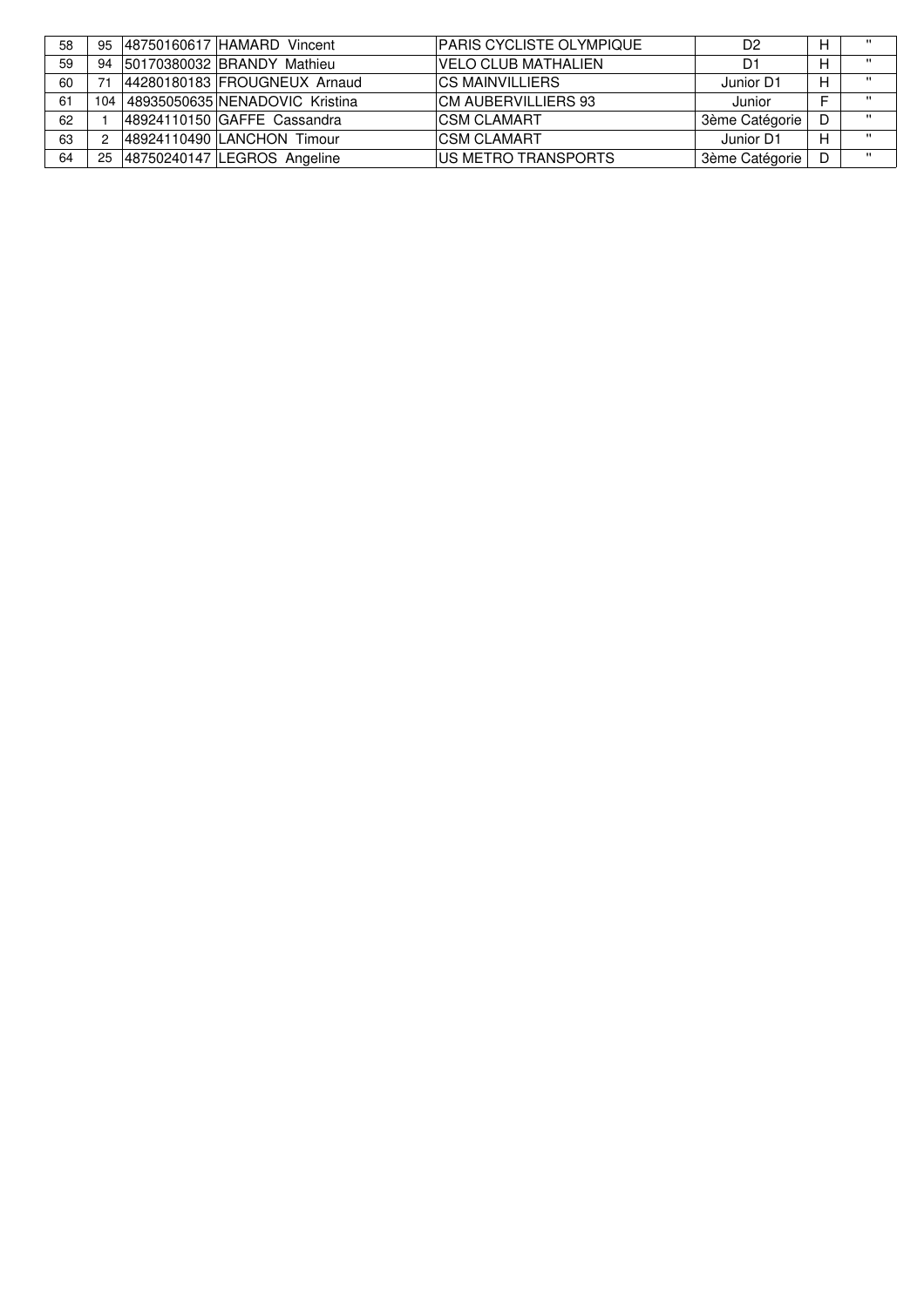| | | | | | | | |
|---|---|---|---|---|---|---|---|
| 58 | 95 | 48750160617 | HAMARD Vincent | PARIS CYCLISTE OLYMPIQUE | D2 | H | " |
| 59 | 94 | 50170380032 | BRANDY Mathieu | VELO CLUB MATHALIEN | D1 | H | " |
| 60 | 71 | 44280180183 | FROUGNEUX Arnaud | CS MAINVILLIERS | Junior D1 | H | " |
| 61 | 104 | 48935050635 | NENADOVIC Kristina | CM AUBERVILLIERS 93 | Junior | F | " |
| 62 | 1 | 48924110150 | GAFFE Cassandra | CSM CLAMART | 3ème Catégorie | D | " |
| 63 | 2 | 48924110490 | LANCHON Timour | CSM CLAMART | Junior D1 | H | " |
| 64 | 25 | 48750240147 | LEGROS Angeline | US METRO TRANSPORTS | 3ème Catégorie | D | " |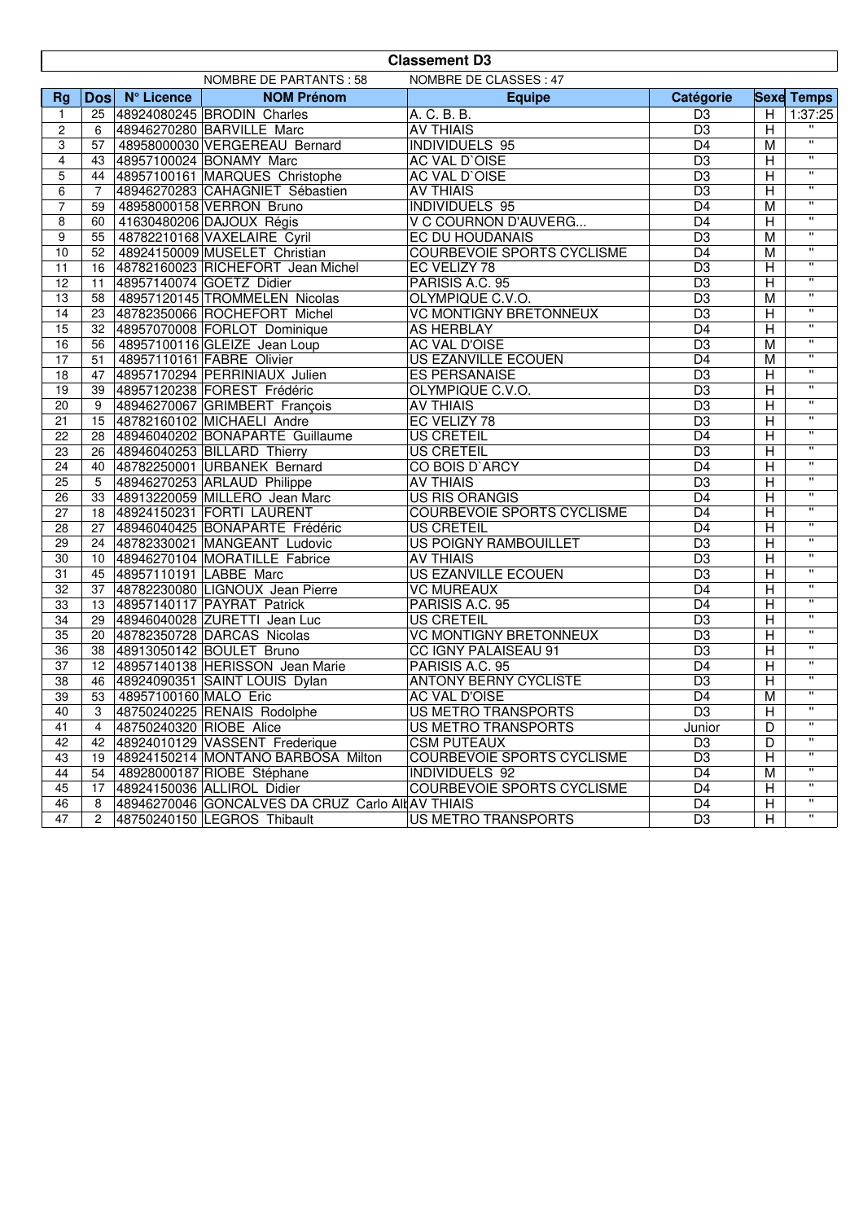## Classement D3

NOMBRE DE PARTANTS : 58 NOMBRE DE CLASSES : 47

| Rg | Dos | N° Licence | NOM Prénom | Equipe | Catégorie | Sexe | Temps |
|---|---|---|---|---|---|---|---|
| 1 | 25 | 48924080245 | BRODIN Charles | A. C. B. B. | D3 | H | 1:37:25 |
| 2 | 6 | 48946270280 | BARVILLE Marc | AV THIAIS | D3 | H | " |
| 3 | 57 | 48958000030 | VERGEREAU Bernard | INDIVIDUELS 95 | D4 | M | " |
| 4 | 43 | 48957100024 | BONAMY Marc | AC VAL D`OISE | D3 | H | " |
| 5 | 44 | 48957100161 | MARQUES Christophe | AC VAL D`OISE | D3 | H | " |
| 6 | 7 | 48946270283 | CAHAGNIET Sébastien | AV THIAIS | D3 | H | " |
| 7 | 59 | 48958000158 | VERRON Bruno | INDIVIDUELS 95 | D4 | M | " |
| 8 | 60 | 41630480206 | DAJOUX Régis | V C COURNON D'AUVERG... | D4 | H | " |
| 9 | 55 | 48782210168 | VAXELAIRE Cyril | EC DU HOUDANAIS | D3 | M | " |
| 10 | 52 | 48924150009 | MUSELET Christian | COURBEVOIE SPORTS CYCLISME | D4 | M | " |
| 11 | 16 | 48782160023 | RICHEFORT Jean Michel | EC VELIZY 78 | D3 | H | " |
| 12 | 11 | 48957140074 | GOETZ Didier | PARISIS A.C. 95 | D3 | H | " |
| 13 | 58 | 48957120145 | TROMMELEN Nicolas | OLYMPIQUE C.V.O. | D3 | M | " |
| 14 | 23 | 48782350066 | ROCHEFORT Michel | VC MONTIGNY BRETONNEUX | D3 | H | " |
| 15 | 32 | 48957070008 | FORLOT Dominique | AS HERBLAY | D4 | H | " |
| 16 | 56 | 48957100116 | GLEIZE Jean Loup | AC VAL D'OISE | D3 | M | " |
| 17 | 51 | 48957110161 | FABRE Olivier | US EZANVILLE ECOUEN | D4 | M | " |
| 18 | 47 | 48957170294 | PERRINIAUX Julien | ES PERSANAISE | D3 | H | " |
| 19 | 39 | 48957120238 | FOREST Frédéric | OLYMPIQUE C.V.O. | D3 | H | " |
| 20 | 9 | 48946270067 | GRIMBERT François | AV THIAIS | D3 | H | " |
| 21 | 15 | 48782160102 | MICHAELI Andre | EC VELIZY 78 | D3 | H | " |
| 22 | 28 | 48946040202 | BONAPARTE Guillaume | US CRETEIL | D4 | H | " |
| 23 | 26 | 48946040253 | BILLARD Thierry | US CRETEIL | D3 | H | " |
| 24 | 40 | 48782250001 | URBANEK Bernard | CO BOIS D`ARCY | D4 | H | " |
| 25 | 5 | 48946270253 | ARLAUD Philippe | AV THIAIS | D3 | H | " |
| 26 | 33 | 48913220059 | MILLERO Jean Marc | US RIS ORANGIS | D4 | H | " |
| 27 | 18 | 48924150231 | FORTI LAURENT | COURBEVOIE SPORTS CYCLISME | D4 | H | " |
| 28 | 27 | 48946040425 | BONAPARTE Frédéric | US CRETEIL | D4 | H | " |
| 29 | 24 | 48782330021 | MANGEANT Ludovic | US POIGNY RAMBOUILLET | D3 | H | " |
| 30 | 10 | 48946270104 | MORATILLE Fabrice | AV THIAIS | D3 | H | " |
| 31 | 45 | 48957110191 | LABBE Marc | US EZANVILLE ECOUEN | D3 | H | " |
| 32 | 37 | 48782230080 | LIGNOUX Jean Pierre | VC MUREAUX | D4 | H | " |
| 33 | 13 | 48957140117 | PAYRAT Patrick | PARISIS A.C. 95 | D4 | H | " |
| 34 | 29 | 48946040028 | ZURETTI Jean Luc | US CRETEIL | D3 | H | " |
| 35 | 20 | 48782350728 | DARCAS Nicolas | VC MONTIGNY BRETONNEUX | D3 | H | " |
| 36 | 38 | 48913050142 | BOULET Bruno | CC IGNY PALAISEAU 91 | D3 | H | " |
| 37 | 12 | 48957140138 | HERISSON Jean Marie | PARISIS A.C. 95 | D4 | H | " |
| 38 | 46 | 48924090351 | SAINT LOUIS Dylan | ANTONY BERNY CYCLISTE | D3 | H | " |
| 39 | 53 | 48957100160 | MALO Eric | AC VAL D'OISE | D4 | M | " |
| 40 | 3 | 48750240225 | RENAIS Rodolphe | US METRO TRANSPORTS | D3 | H | " |
| 41 | 4 | 48750240320 | RIOBE Alice | US METRO TRANSPORTS | Junior | D | " |
| 42 | 42 | 48924010129 | VASSENT Frederique | CSM PUTEAUX | D3 | D | " |
| 43 | 19 | 48924150214 | MONTANO BARBOSA Milton | COURBEVOIE SPORTS CYCLISME | D3 | H | " |
| 44 | 54 | 48928000187 | RIOBE Stéphane | INDIVIDUELS 92 | D4 | M | " |
| 45 | 17 | 48924150036 | ALLIROL Didier | COURBEVOIE SPORTS CYCLISME | D4 | H | " |
| 46 | 8 | 48946270046 | GONCALVES DA CRUZ Carlo Alb | AV THIAIS | D4 | H | " |
| 47 | 2 | 48750240150 | LEGROS Thibault | US METRO TRANSPORTS | D3 | H | " |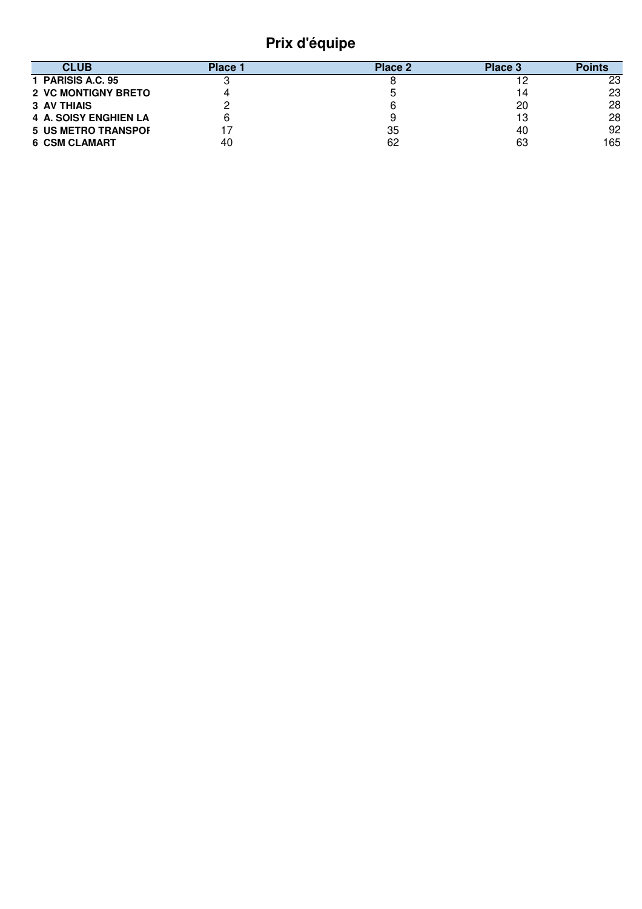# Prix d'équipe

| CLUB | Place 1 | Place 2 | Place 3 | Points |
|---|---|---|---|---|
| 1 PARISIS A.C. 95 | 3 | 8 | 12 | 23 |
| 2 VC MONTIGNY BRETO | 4 | 5 | 14 | 23 |
| 3 AV THIAIS | 2 | 6 | 20 | 28 |
| 4 A. SOISY ENGHIEN LA | 6 | 9 | 13 | 28 |
| 5 US METRO TRANSPOI | 17 | 35 | 40 | 92 |
| 6 CSM CLAMART | 40 | 62 | 63 | 165 |